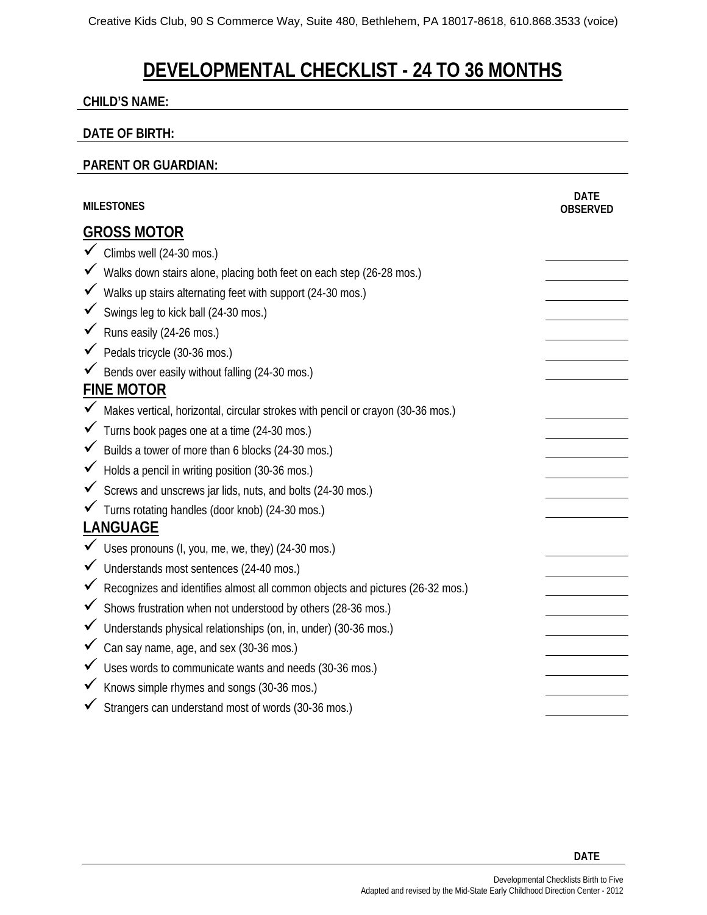Creative Kids Club, 90 S Commerce Way, Suite 480, Bethlehem, PA 18017-8618, 610.868.3533 (voice)

# DEVELOPMENTAL CHECKLIST - 24 TO 36 MONTHS

**CHILD'S NAME:** ______________________________

**DATE OF BIRTH:** ______________________________

**PARENT OR GUARDIAN:** ______________________________

| MILESTONES | DATE OBSERVED |
|---|---|
| **GROSS MOTOR** | |
| ✓ Climbs well (24-30 mos.) | ________ |
| ✓ Walks down stairs alone, placing both feet on each step (26-28 mos.) | ________ |
| ✓ Walks up stairs alternating feet with support (24-30 mos.) | ________ |
| ✓ Swings leg to kick ball (24-30 mos.) | ________ |
| ✓ Runs easily (24-26 mos.) | ________ |
| ✓ Pedals tricycle (30-36 mos.) | ________ |
| ✓ Bends over easily without falling (24-30 mos.) | ________ |
| **FINE MOTOR** | |
| ✓ Makes vertical, horizontal, circular strokes with pencil or crayon (30-36 mos.) | ________ |
| ✓ Turns book pages one at a time (24-30 mos.) | ________ |
| ✓ Builds a tower of more than 6 blocks (24-30 mos.) | ________ |
| ✓ Holds a pencil in writing position (30-36 mos.) | ________ |
| ✓ Screws and unscrews jar lids, nuts, and bolts (24-30 mos.) | ________ |
| ✓ Turns rotating handles (door knob) (24-30 mos.) | ________ |
| **LANGUAGE** | |
| ✓ Uses pronouns (I, you, me, we, they) (24-30 mos.) | ________ |
| ✓ Understands most sentences (24-40 mos.) | ________ |
| ✓ Recognizes and identifies almost all common objects and pictures (26-32 mos.) | ________ |
| ✓ Shows frustration when not understood by others (28-36 mos.) | ________ |
| ✓ Understands physical relationships (on, in, under) (30-36 mos.) | ________ |
| ✓ Can say name, age, and sex (30-36 mos.) | ________ |
| ✓ Uses words to communicate wants and needs (30-36 mos.) | ________ |
| ✓ Knows simple rhymes and songs (30-36 mos.) | ________ |
| ✓ Strangers can understand most of words (30-36 mos.) | ________ |

______________________________ **DATE**

Developmental Checklists Birth to Five
Adapted and revised by the Mid-State Early Childhood Direction Center - 2012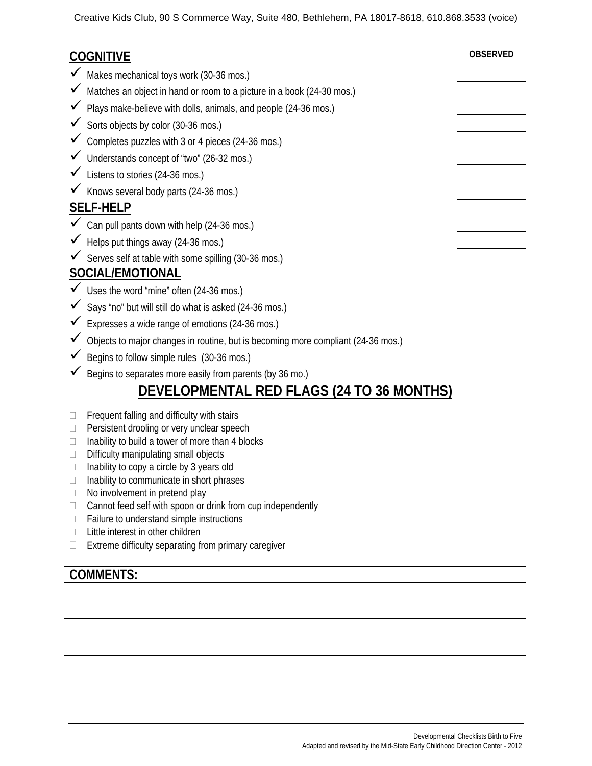Creative Kids Club, 90 S Commerce Way, Suite 480, Bethlehem, PA 18017-8618, 610.868.3533 (voice)

## COGNITIVE

| | OBSERVED |
|---|---|
| ✓ Makes mechanical toys work (30-36 mos.) | |
| ✓ Matches an object in hand or room to a picture in a book (24-30 mos.) | |
| ✓ Plays make-believe with dolls, animals, and people (24-36 mos.) | |
| ✓ Sorts objects by color (30-36 mos.) | |
| ✓ Completes puzzles with 3 or 4 pieces (24-36 mos.) | |
| ✓ Understands concept of "two" (26-32 mos.) | |
| ✓ Listens to stories (24-36 mos.) | |
| ✓ Knows several body parts (24-36 mos.) | |

## SELF-HELP

| | OBSERVED |
|---|---|
| ✓ Can pull pants down with help (24-36 mos.) | |
| ✓ Helps put things away (24-36 mos.) | |
| ✓ Serves self at table with some spilling (30-36 mos.) | |

## SOCIAL/EMOTIONAL

| | OBSERVED |
|---|---|
| ✓ Uses the word "mine" often (24-36 mos.) | |
| ✓ Says "no" but will still do what is asked (24-36 mos.) | |
| ✓ Expresses a wide range of emotions (24-36 mos.) | |
| ✓ Objects to major changes in routine, but is becoming more compliant (24-36 mos.) | |
| ✓ Begins to follow simple rules (30-36 mos.) | |
| ✓ Begins to separates more easily from parents (by 36 mo.) | |

# DEVELOPMENTAL RED FLAGS (24 TO 36 MONTHS)

- ☐ Frequent falling and difficulty with stairs
- ☐ Persistent drooling or very unclear speech
- ☐ Inability to build a tower of more than 4 blocks
- ☐ Difficulty manipulating small objects
- ☐ Inability to copy a circle by 3 years old
- ☐ Inability to communicate in short phrases
- ☐ No involvement in pretend play
- ☐ Cannot feed self with spoon or drink from cup independently
- ☐ Failure to understand simple instructions
- ☐ Little interest in other children
- ☐ Extreme difficulty separating from primary caregiver

## COMMENTS:

Developmental Checklists Birth to Five
Adapted and revised by the Mid-State Early Childhood Direction Center - 2012